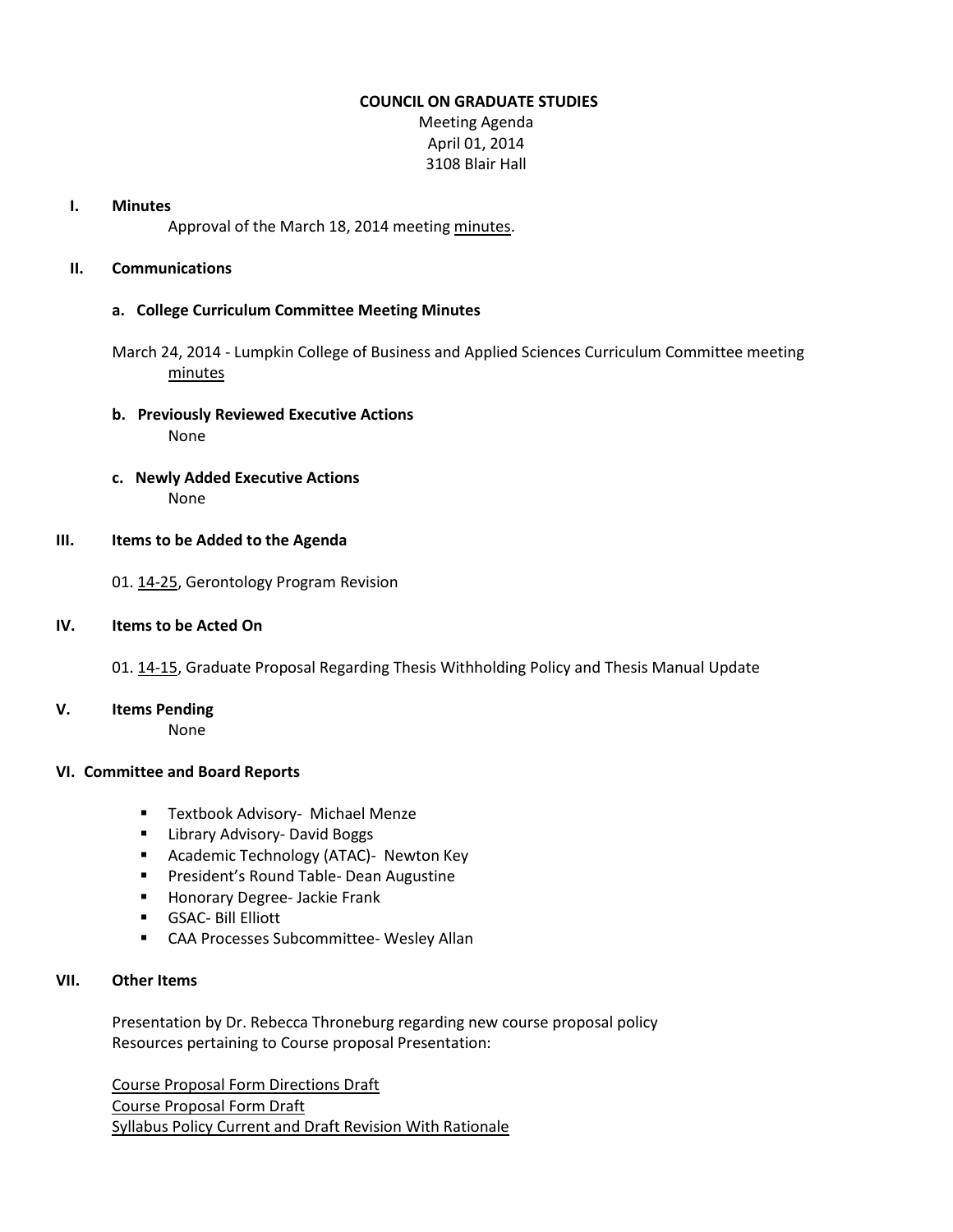# COUNCIL ON GRADUATE STUDIES

Meeting Agenda
April 01, 2014
3108 Blair Hall

## I. Minutes

Approval of the March 18, 2014 meeting minutes.

## II. Communications

### a. College Curriculum Committee Meeting Minutes

March 24, 2014 - Lumpkin College of Business and Applied Sciences Curriculum Committee meeting minutes

### b. Previously Reviewed Executive Actions

None

### c. Newly Added Executive Actions

None

## III. Items to be Added to the Agenda

01. 14-25, Gerontology Program Revision

## IV. Items to be Acted On

01. 14-15, Graduate Proposal Regarding Thesis Withholding Policy and Thesis Manual Update

## V. Items Pending

None

## VI. Committee and Board Reports

- Textbook Advisory- Michael Menze
- Library Advisory- David Boggs
- Academic Technology (ATAC)- Newton Key
- President's Round Table- Dean Augustine
- Honorary Degree- Jackie Frank
- GSAC- Bill Elliott
- CAA Processes Subcommittee- Wesley Allan

## VII. Other Items

Presentation by Dr. Rebecca Throneburg regarding new course proposal policy
Resources pertaining to Course proposal Presentation:

Course Proposal Form Directions Draft
Course Proposal Form Draft
Syllabus Policy Current and Draft Revision With Rationale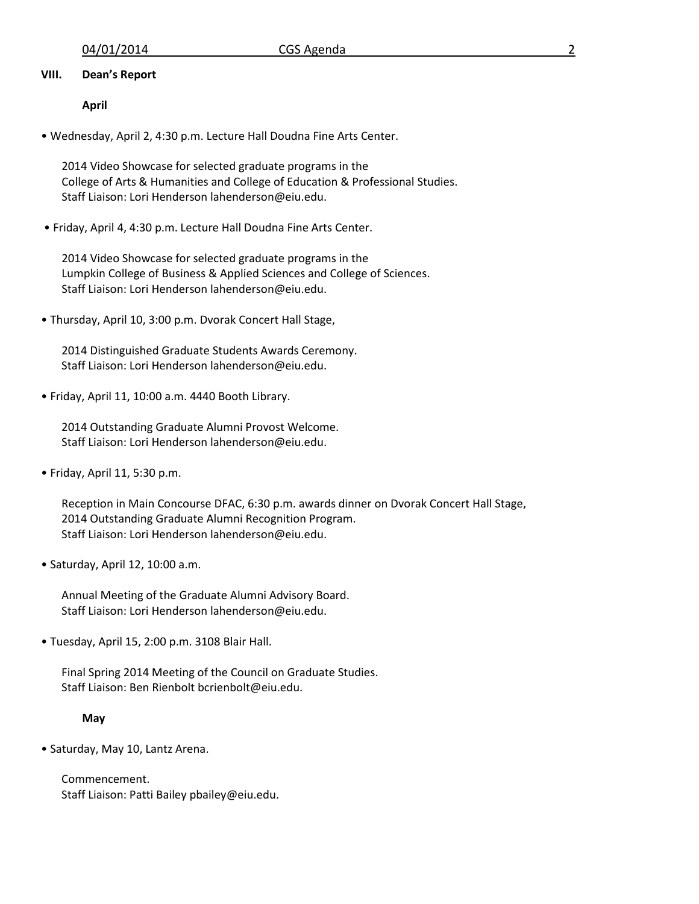## VIII. Dean's Report

**April**

- Wednesday, April 2, 4:30 p.m. Lecture Hall Doudna Fine Arts Center.

  2014 Video Showcase for selected graduate programs in the
  College of Arts & Humanities and College of Education & Professional Studies.
  Staff Liaison: Lori Henderson lahenderson@eiu.edu.

- Friday, April 4, 4:30 p.m. Lecture Hall Doudna Fine Arts Center.

  2014 Video Showcase for selected graduate programs in the
  Lumpkin College of Business & Applied Sciences and College of Sciences.
  Staff Liaison: Lori Henderson lahenderson@eiu.edu.

- Thursday, April 10, 3:00 p.m. Dvorak Concert Hall Stage,

  2014 Distinguished Graduate Students Awards Ceremony.
  Staff Liaison: Lori Henderson lahenderson@eiu.edu.

- Friday, April 11, 10:00 a.m. 4440 Booth Library.

  2014 Outstanding Graduate Alumni Provost Welcome.
  Staff Liaison: Lori Henderson lahenderson@eiu.edu.

- Friday, April 11, 5:30 p.m.

  Reception in Main Concourse DFAC, 6:30 p.m. awards dinner on Dvorak Concert Hall Stage,
  2014 Outstanding Graduate Alumni Recognition Program.
  Staff Liaison: Lori Henderson lahenderson@eiu.edu.

- Saturday, April 12, 10:00 a.m.

  Annual Meeting of the Graduate Alumni Advisory Board.
  Staff Liaison: Lori Henderson lahenderson@eiu.edu.

- Tuesday, April 15, 2:00 p.m. 3108 Blair Hall.

  Final Spring 2014 Meeting of the Council on Graduate Studies.
  Staff Liaison: Ben Rienbolt bcrienbolt@eiu.edu.

**May**

- Saturday, May 10, Lantz Arena.

  Commencement.
  Staff Liaison: Patti Bailey pbailey@eiu.edu.